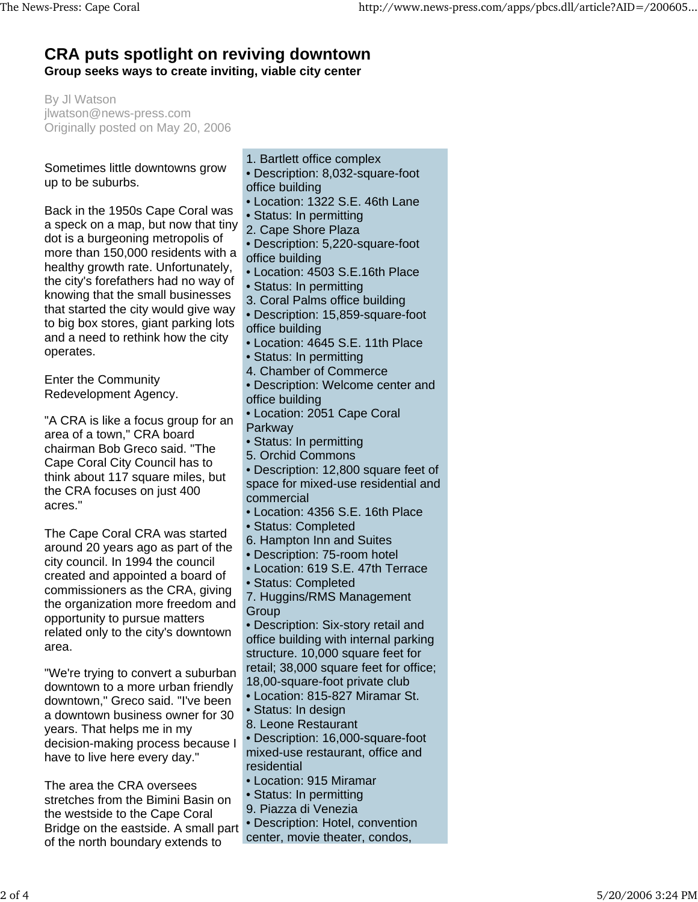# CRA puts spotlight on reviving downtown

**Group seeks ways to create inviting, viable city center**

By Jl Watson
jlwatson@news-press.com
Originally posted on May 20, 2006

Sometimes little downtowns grow up to be suburbs.

Back in the 1950s Cape Coral was a speck on a map, but now that tiny dot is a burgeoning metropolis of more than 150,000 residents with a healthy growth rate. Unfortunately, the city's forefathers had no way of knowing that the small businesses that started the city would give way to big box stores, giant parking lots and a need to rethink how the city operates.

Enter the Community Redevelopment Agency.

"A CRA is like a focus group for an area of a town," CRA board chairman Bob Greco said. "The Cape Coral City Council has to think about 117 square miles, but the CRA focuses on just 400 acres."

The Cape Coral CRA was started around 20 years ago as part of the city council. In 1994 the council created and appointed a board of commissioners as the CRA, giving the organization more freedom and opportunity to pursue matters related only to the city's downtown area.

"We're trying to convert a suburban downtown to a more urban friendly downtown," Greco said. "I've been a downtown business owner for 30 years. That helps me in my decision-making process because I have to live here every day."

The area the CRA oversees stretches from the Bimini Basin on the westside to the Cape Coral Bridge on the eastside. A small part of the north boundary extends to

1. Bartlett office complex
• Description: 8,032-square-foot office building
• Location: 1322 S.E. 46th Lane
• Status: In permitting
2. Cape Shore Plaza
• Description: 5,220-square-foot office building
• Location: 4503 S.E.16th Place
• Status: In permitting
3. Coral Palms office building
• Description: 15,859-square-foot office building
• Location: 4645 S.E. 11th Place
• Status: In permitting
4. Chamber of Commerce
• Description: Welcome center and office building
• Location: 2051 Cape Coral Parkway
• Status: In permitting
5. Orchid Commons
• Description: 12,800 square feet of space for mixed-use residential and commercial
• Location: 4356 S.E. 16th Place
• Status: Completed
6. Hampton Inn and Suites
• Description: 75-room hotel
• Location: 619 S.E. 47th Terrace
• Status: Completed
7. Huggins/RMS Management Group
• Description: Six-story retail and office building with internal parking structure. 10,000 square feet for retail; 38,000 square feet for office; 18,00-square-foot private club
• Location: 815-827 Miramar St.
• Status: In design
8. Leone Restaurant
• Description: 16,000-square-foot mixed-use restaurant, office and residential
• Location: 915 Miramar
• Status: In permitting
9. Piazza di Venezia
• Description: Hotel, convention center, movie theater, condos,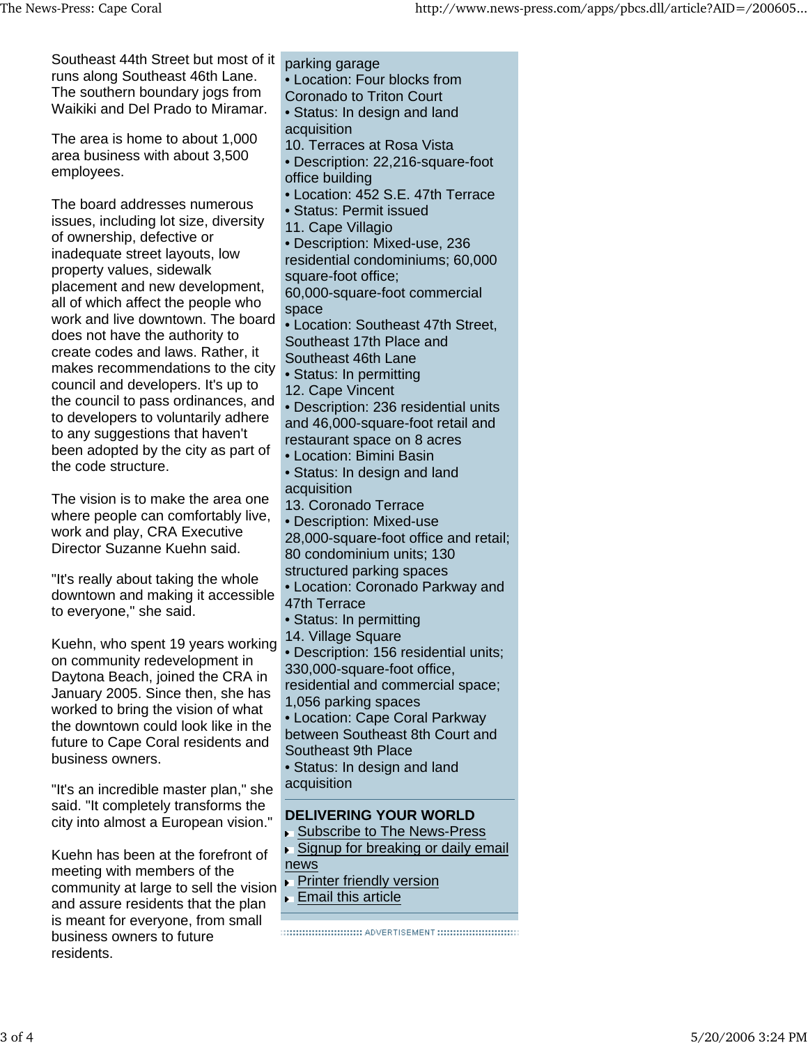Southeast 44th Street but most of it runs along Southeast 46th Lane. The southern boundary jogs from Waikiki and Del Prado to Miramar.

The area is home to about 1,000 area business with about 3,500 employees.

The board addresses numerous issues, including lot size, diversity of ownership, defective or inadequate street layouts, low property values, sidewalk placement and new development, all of which affect the people who work and live downtown. The board does not have the authority to create codes and laws. Rather, it makes recommendations to the city council and developers. It's up to the council to pass ordinances, and to developers to voluntarily adhere to any suggestions that haven't been adopted by the city as part of the code structure.

The vision is to make the area one where people can comfortably live, work and play, CRA Executive Director Suzanne Kuehn said.

"It's really about taking the whole downtown and making it accessible to everyone," she said.

Kuehn, who spent 19 years working on community redevelopment in Daytona Beach, joined the CRA in January 2005. Since then, she has worked to bring the vision of what the downtown could look like in the future to Cape Coral residents and business owners.

"It's an incredible master plan," she said. "It completely transforms the city into almost a European vision."

Kuehn has been at the forefront of meeting with members of the community at large to sell the vision and assure residents that the plan is meant for everyone, from small business owners to future residents.

parking garage
• Location: Four blocks from Coronado to Triton Court
• Status: In design and land acquisition

10. Terraces at Rosa Vista
• Description: 22,216-square-foot office building
• Location: 452 S.E. 47th Terrace
• Status: Permit issued

11. Cape Villagio
• Description: Mixed-use, 236 residential condominiums; 60,000 square-foot office; 60,000-square-foot commercial space
• Location: Southeast 47th Street, Southeast 17th Place and Southeast 46th Lane
• Status: In permitting

12. Cape Vincent
• Description: 236 residential units and 46,000-square-foot retail and restaurant space on 8 acres
• Location: Bimini Basin
• Status: In design and land acquisition

13. Coronado Terrace
• Description: Mixed-use 28,000-square-foot office and retail; 80 condominium units; 130 structured parking spaces
• Location: Coronado Parkway and 47th Terrace
• Status: In permitting

14. Village Square
• Description: 156 residential units; 330,000-square-foot office, residential and commercial space; 1,056 parking spaces
• Location: Cape Coral Parkway between Southeast 8th Court and Southeast 9th Place
• Status: In design and land acquisition

**DELIVERING YOUR WORLD**

- Subscribe to The News-Press
- Signup for breaking or daily email news
- Printer friendly version
- Email this article

ADVERTISEMENT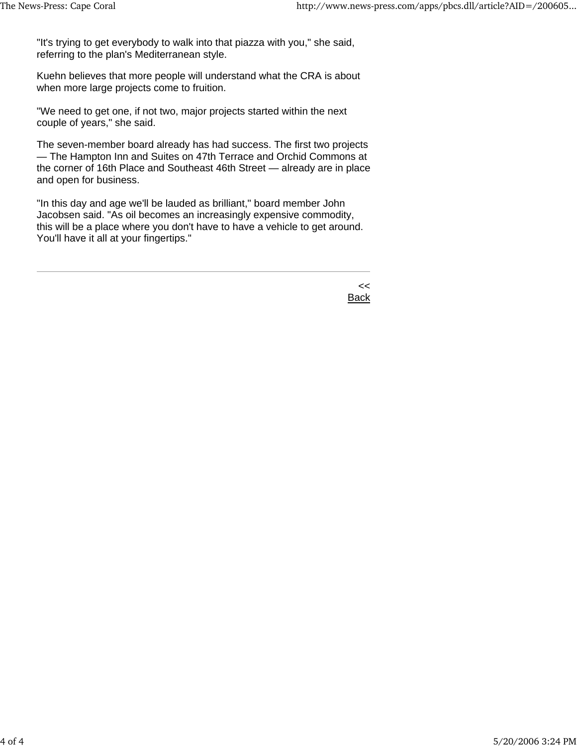"It's trying to get everybody to walk into that piazza with you," she said, referring to the plan's Mediterranean style.

Kuehn believes that more people will understand what the CRA is about when more large projects come to fruition.

"We need to get one, if not two, major projects started within the next couple of years," she said.

The seven-member board already has had success. The first two projects — The Hampton Inn and Suites on 47th Terrace and Orchid Commons at the corner of 16th Place and Southeast 46th Street — already are in place and open for business.

"In this day and age we'll be lauded as brilliant," board member John Jacobsen said. "As oil becomes an increasingly expensive commodity, this will be a place where you don't have to have a vehicle to get around. You'll have it all at your fingertips."

---

<< Back